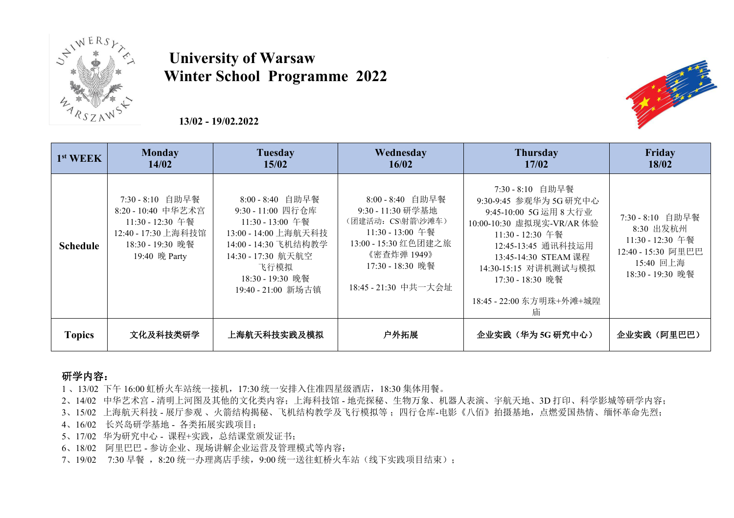# University of Warsaw
# Winter School Programme 2022

**13/02 - 19/02.2022**

| 1st WEEK | Monday 14/02 | Tuesday 15/02 | Wednesday 16/02 | Thursday 17/02 | Friday 18/02 |
|---|---|---|---|---|---|
| **Schedule** | 7:30 - 8:10 自助早餐<br>8:20 - 10:40 中华艺术宫<br>11:30 - 12:30 午餐<br>12:40 - 17:30 上海科技馆<br>18:30 - 19:30 晚餐<br>19:40 晚 Party | 8:00 - 8:40 自助早餐<br>9:30 - 11:00 四行仓库<br>11:30 - 13:00 午餐<br>13:00 - 14:00 上海航天科技<br>14:00 - 14:30 飞机结构教学<br>14:30 - 17:30 航天航空飞行模拟<br>18:30 - 19:30 晚餐<br>19:40 - 21:00 新场古镇 | 8:00 - 8:40 自助早餐<br>9:30 - 11:30 研学基地<br>（团建活动：CS\射箭\沙滩车）<br>11:30 - 13:00 午餐<br>13:00 - 15:30 红色团建之旅<br>《密查炸弹 1949》<br>17:30 - 18:30 晚餐<br><br>18:45 - 21:30 中共一大会址 | 7:30 - 8:10 自助早餐<br>9:30-9:45 参观华为 5G 研究中心<br>9:45-10:00 5G 运用 8 大行业<br>10:00-10:30 虚拟现实-VR/AR 体验<br>11:30 - 12:30 午餐<br>12:45-13:45 通讯科技运用<br>13:45-14:30 STEAM 课程<br>14:30-15:15 对讲机测试与模拟<br>17:30 - 18:30 晚餐<br><br>18:45 - 22:00 东方明珠+外滩+城隍庙 | 7:30 - 8:10 自助早餐<br>8:30 出发杭州<br>11:30 - 12:30 午餐<br>12:40 - 15:30 阿里巴巴<br>15:40 回上海<br>18:30 - 19:30 晚餐 |
| **Topics** | **文化及科技类研学** | **上海航天科技实践及模拟** | **户外拓展** | **企业实践（华为 5G 研究中心）** | **企业实践（阿里巴巴）** |

**研学内容：**

1 、13/02 下午 16:00 虹桥火车站统一接机，17:30 统一安排入住准四星级酒店，18:30 集体用餐。
2、14/02 中华艺术宫 - 清明上河图及其他的文化类内容；上海科技馆 - 地壳探秘、生物万象、机器人表演、宇航天地、3D 打印、科学影城等研学内容；
3、15/02 上海航天科技 - 展厅参观 、火箭结构揭秘、飞机结构教学及飞行模拟等 ；四行仓库-电影《八佰》拍摄基地，点燃爱国热情、缅怀革命先烈；
4、16/02 长兴岛研学基地 - 各类拓展实践项目；
5、17/02 华为研究中心 - 课程+实践，总结课堂颁发证书；
6、18/02 阿里巴巴 - 参访企业、现场讲解企业运营及管理模式等内容；
7、19/02 7:30 早餐 ，8:20 统一办理离店手续，9:00 统一送往虹桥火车站（线下实践项目结束）；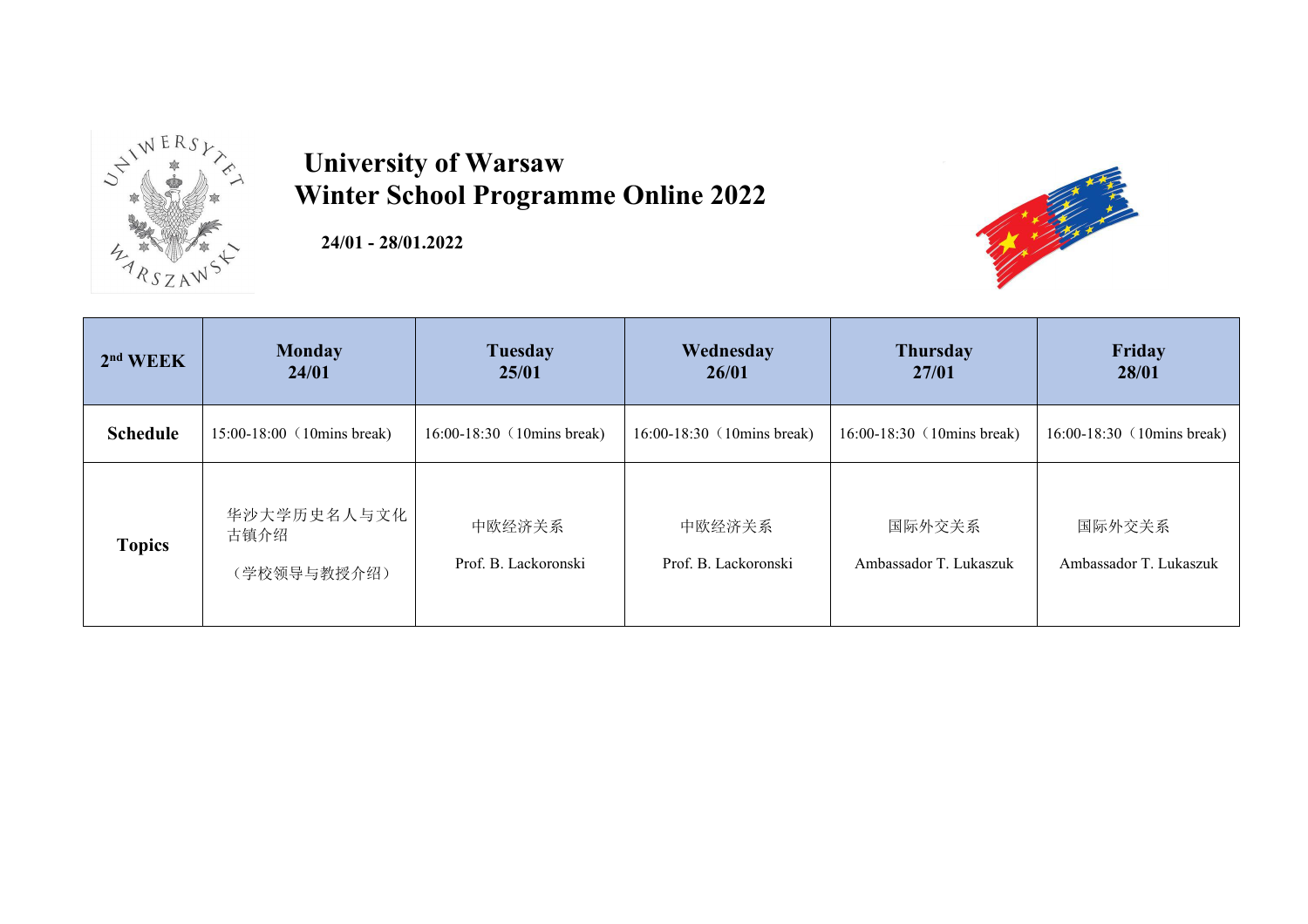# University of Warsaw
# Winter School Programme Online 2022

**24/01 - 28/01.2022**

| 2nd WEEK | Monday 24/01 | Tuesday 25/01 | Wednesday 26/01 | Thursday 27/01 | Friday 28/01 |
|---|---|---|---|---|---|
| **Schedule** | 15:00-18:00（10mins break) | 16:00-18:30（10mins break) | 16:00-18:30（10mins break) | 16:00-18:30（10mins break) | 16:00-18:30（10mins break) |
| **Topics** | 华沙大学历史名人与文化古镇介绍<br><br>（学校领导与教授介绍） | 中欧经济关系<br><br>Prof. B. Lackoronski | 中欧经济关系<br><br>Prof. B. Lackoronski | 国际外交关系<br><br>Ambassador T. Lukaszuk | 国际外交关系<br><br>Ambassador T. Lukaszuk |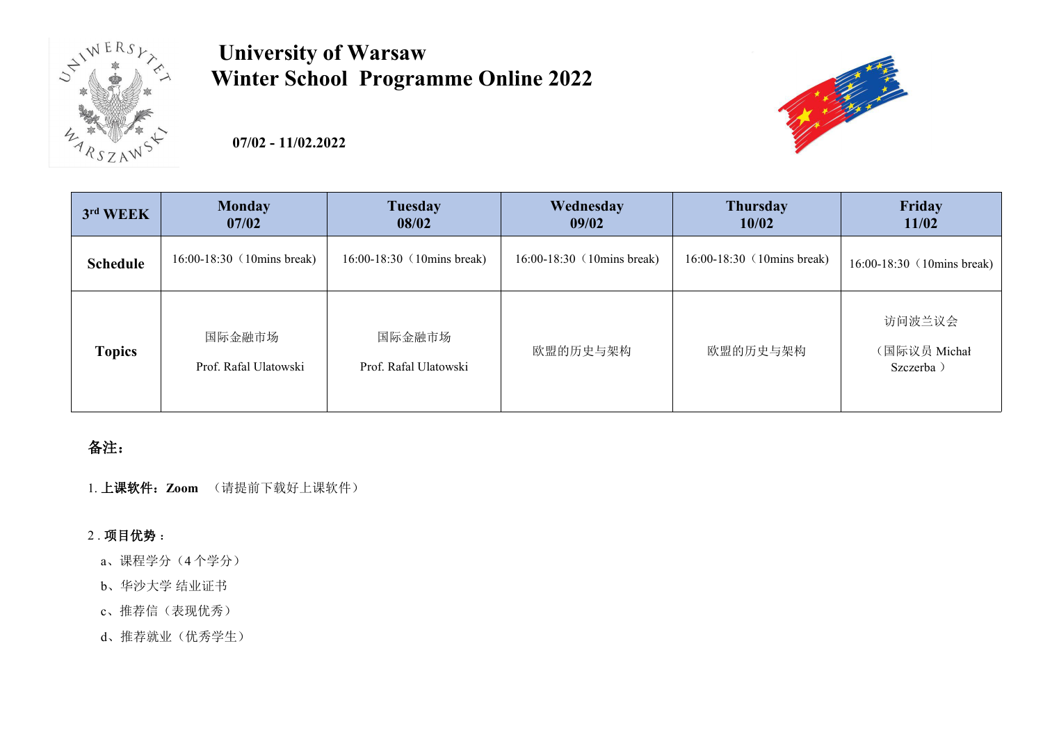# University of Warsaw
# Winter School Programme Online 2022

**07/02 - 11/02.2022**

| 3rd WEEK | Monday 07/02 | Tuesday 08/02 | Wednesday 09/02 | Thursday 10/02 | Friday 11/02 |
|---|---|---|---|---|---|
| **Schedule** | 16:00-18:30（10mins break) | 16:00-18:30（10mins break) | 16:00-18:30（10mins break) | 16:00-18:30（10mins break) | 16:00-18:30（10mins break) |
| **Topics** | 国际金融市场<br><br>Prof. Rafal Ulatowski | 国际金融市场<br><br>Prof. Rafal Ulatowski | 欧盟的历史与架构 | 欧盟的历史与架构 | 访问波兰议会<br><br>（国际议员 Michał Szczerba ） |

**备注：**

1. **上课软件：Zoom** （请提前下载好上课软件）

2 . **项目优势**：

a、课程学分（4 个学分）

b、华沙大学 结业证书

c、推荐信（表现优秀）

d、推荐就业（优秀学生）